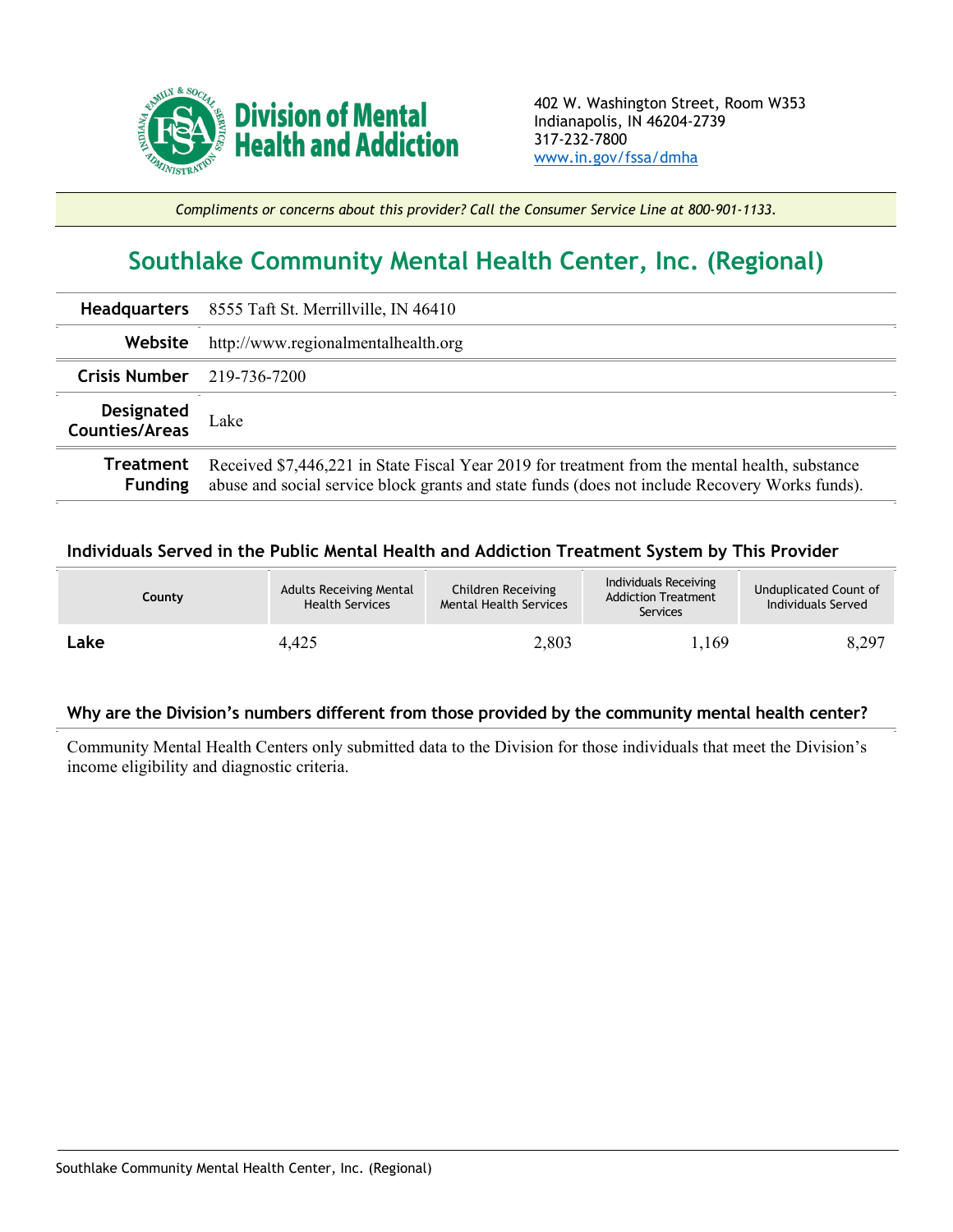**Division of Mental Health and Addiction**

402 W. Washington Street, Room W353
Indianapolis, IN 46204-2739
317-232-7800
www.in.gov/fssa/dmha

*Compliments or concerns about this provider? Call the Consumer Service Line at 800-901-1133.*

# Southlake Community Mental Health Center, Inc. (Regional)

| | |
|---|---|
| **Headquarters** | 8555 Taft St. Merrillville, IN 46410 |
| **Website** | http://www.regionalmentalhealth.org |
| **Crisis Number** | 219-736-7200 |
| **Designated Counties/Areas** | Lake |
| **Treatment Funding** | Received $7,446,221 in State Fiscal Year 2019 for treatment from the mental health, substance abuse and social service block grants and state funds (does not include Recovery Works funds). |

### Individuals Served in the Public Mental Health and Addiction Treatment System by This Provider

| County | Adults Receiving Mental Health Services | Children Receiving Mental Health Services | Individuals Receiving Addiction Treatment Services | Unduplicated Count of Individuals Served |
|---|---|---|---|---|
| **Lake** | 4,425 | 2,803 | 1,169 | 8,297 |

### Why are the Division's numbers different from those provided by the community mental health center?

Community Mental Health Centers only submitted data to the Division for those individuals that meet the Division's income eligibility and diagnostic criteria.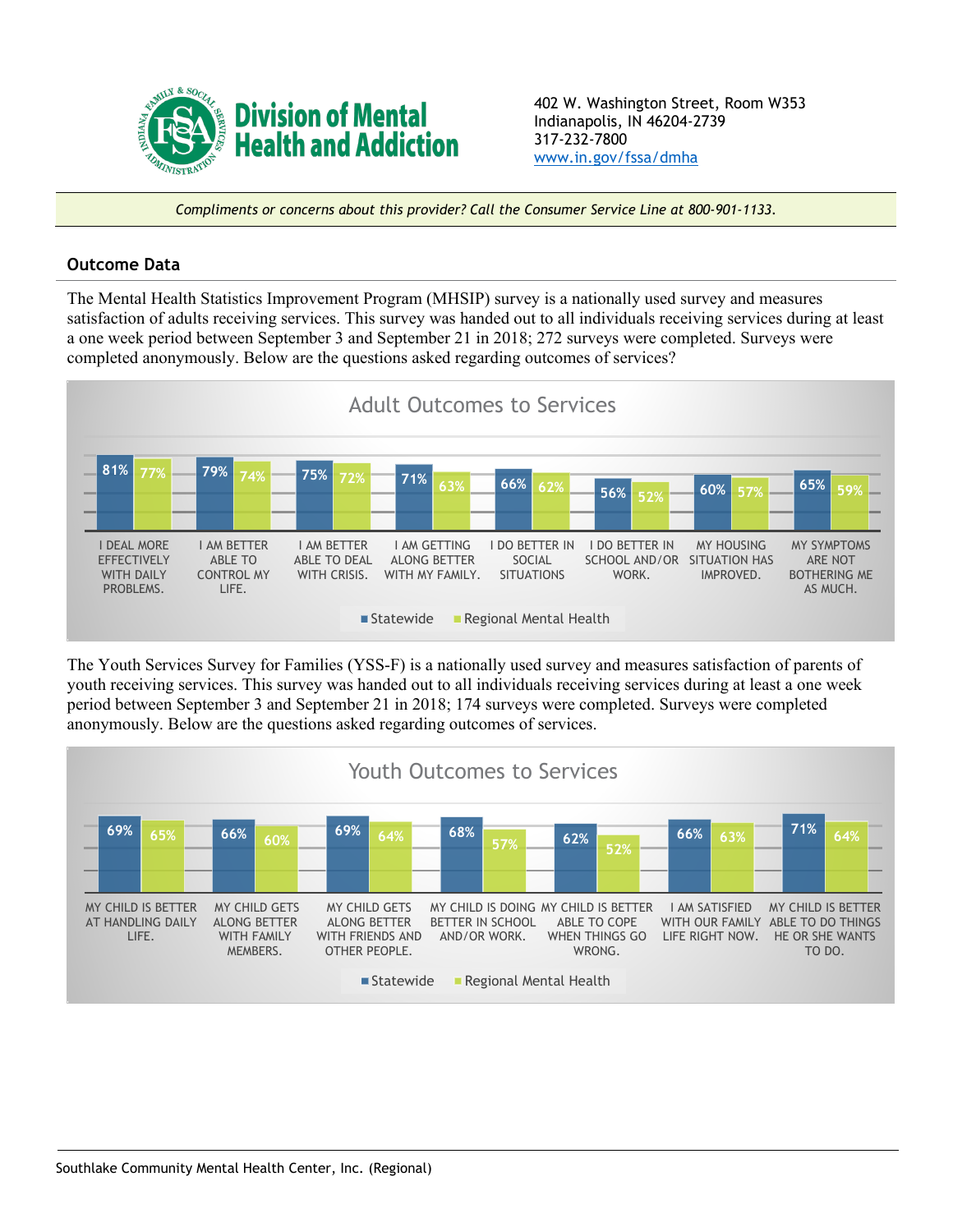Division of Mental Health and Addiction

402 W. Washington Street, Room W353
Indianapolis, IN 46204-2739
317-232-7800
www.in.gov/fssa/dmha

*Compliments or concerns about this provider? Call the Consumer Service Line at 800-901-1133.*

## Outcome Data

The Mental Health Statistics Improvement Program (MHSIP) survey is a nationally used survey and measures satisfaction of adults receiving services. This survey was handed out to all individuals receiving services during at least a one week period between September 3 and September 21 in 2018; 272 surveys were completed. Surveys were completed anonymously. Below are the questions asked regarding outcomes of services?

Adult Outcomes to Services

81% 77%
I DEAL MORE EFFECTIVELY WITH DAILY PROBLEMS.

79% 74%
I AM BETTER ABLE TO CONTROL MY LIFE.

75% 72%
I AM BETTER ABLE TO DEAL WITH CRISIS.

71% 63%
I AM GETTING ALONG BETTER WITH MY FAMILY.

66% 62%
I DO BETTER IN SOCIAL SITUATIONS

56% 52%
I DO BETTER IN SCHOOL AND/OR WORK.

60% 57%
MY HOUSING SITUATION HAS IMPROVED.

65% 59%
MY SYMPTOMS ARE NOT BOTHERING ME AS MUCH.

Statewide
Regional Mental Health

The Youth Services Survey for Families (YSS-F) is a nationally used survey and measures satisfaction of parents of youth receiving services. This survey was handed out to all individuals receiving services during at least a one week period between September 3 and September 21 in 2018; 174 surveys were completed. Surveys were completed anonymously. Below are the questions asked regarding outcomes of services.

Youth Outcomes to Services

69% 65%
MY CHILD IS BETTER AT HANDLING DAILY LIFE.

66% 60%
MY CHILD GETS ALONG BETTER WITH FAMILY MEMBERS.

69% 64%
MY CHILD GETS ALONG BETTER WITH FRIENDS AND OTHER PEOPLE.

68% 57%
MY CHILD IS DOING BETTER IN SCHOOL AND/OR WORK.

62% 52%
MY CHILD IS BETTER ABLE TO COPE WHEN THINGS GO WRONG.

66% 63%
I AM SATISFIED WITH OUR FAMILY LIFE RIGHT NOW.

71% 64%
MY CHILD IS BETTER ABLE TO DO THINGS HE OR SHE WANTS TO DO.

Statewide
Regional Mental Health

Southlake Community Mental Health Center, Inc. (Regional)